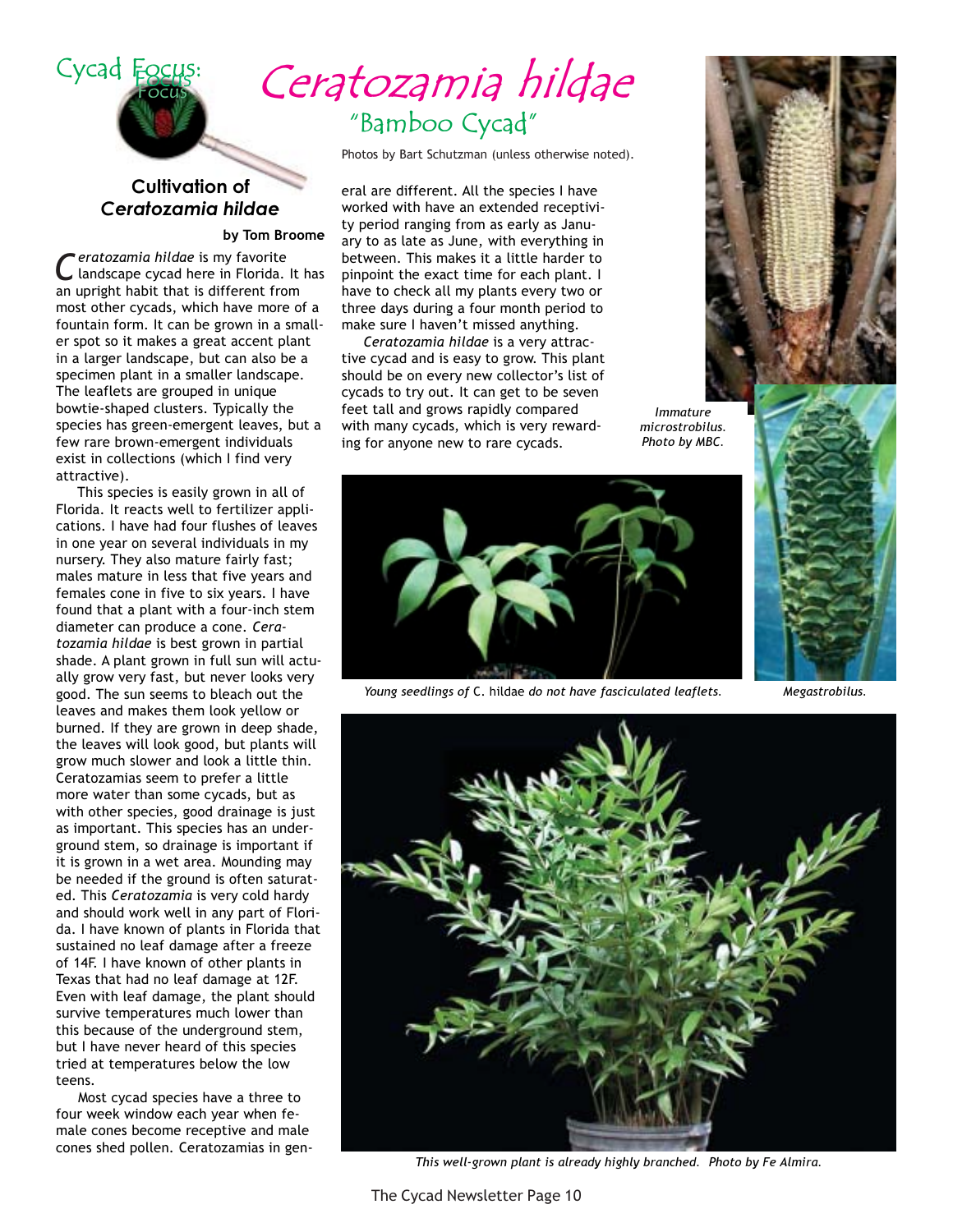Cycad Focus:

# *Ceratozamia hildae*

## "Bamboo Cycad"

Photos by Bart Schutzman (unless otherwise noted).

### Cultivation of *Ceratozamia hildae*

**by Tom Broome**

*Ceratozamia hildae* is my favorite landscape cycad here in Florida. It has an upright habit that is different from most other cycads, which have more of a fountain form. It can be grown in a smaller spot so it makes a great accent plant in a larger landscape, but can also be a specimen plant in a smaller landscape. The leaflets are grouped in unique bowtie-shaped clusters. Typically the species has green-emergent leaves, but a few rare brown-emergent individuals exist in collections (which I find very attractive).

This species is easily grown in all of Florida. It reacts well to fertilizer applications. I have had four flushes of leaves in one year on several individuals in my nursery. They also mature fairly fast; males mature in less that five years and females cone in five to six years. I have found that a plant with a four-inch stem diameter can produce a cone. *Ceratozamia hildae* is best grown in partial shade. A plant grown in full sun will actually grow very fast, but never looks very good. The sun seems to bleach out the leaves and makes them look yellow or burned. If they are grown in deep shade, the leaves will look good, but plants will grow much slower and look a little thin. Ceratozamias seem to prefer a little more water than some cycads, but as with other species, good drainage is just as important. This species has an underground stem, so drainage is important if it is grown in a wet area. Mounding may be needed if the ground is often saturated. This *Ceratozamia* is very cold hardy and should work well in any part of Florida. I have known of plants in Florida that sustained no leaf damage after a freeze of 14F. I have known of other plants in Texas that had no leaf damage at 12F. Even with leaf damage, the plant should survive temperatures much lower than this because of the underground stem, but I have never heard of this species tried at temperatures below the low teens.

Most cycad species have a three to four week window each year when female cones become receptive and male cones shed pollen. Ceratozamias in general are different. All the species I have worked with have an extended receptivity period ranging from as early as January to as late as June, with everything in between. This makes it a little harder to pinpoint the exact time for each plant. I have to check all my plants every two or three days during a four month period to make sure I haven't missed anything.

*Ceratozamia hildae* is a very attractive cycad and is easy to grow. This plant should be on every new collector's list of cycads to try out. It can get to be seven feet tall and grows rapidly compared with many cycads, which is very rewarding for anyone new to rare cycads.

*Immature microstrobilus. Photo by MBC.*

*Young seedlings of* C. hildae *do not have fasciculated leaflets.*

*Megastrobilus.*

*This well-grown plant is already highly branched. Photo by Fe Almira.*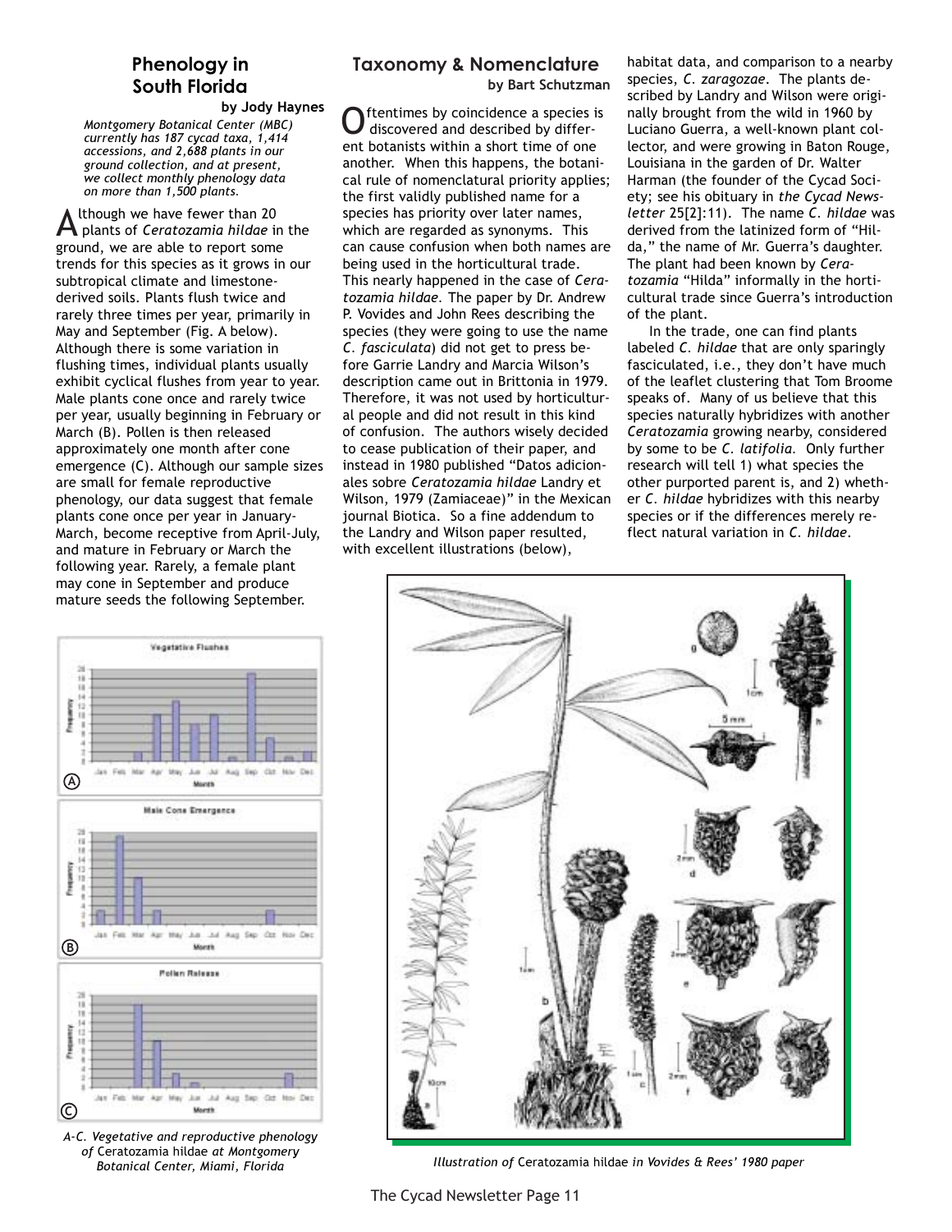## Phenology in South Florida

**by Jody Haynes**

*Montgomery Botanical Center (MBC) currently has 187 cycad taxa, 1,414 accessions, and 2,688 plants in our ground collection, and at present, we collect monthly phenology data on more than 1,500 plants.*

Although we have fewer than 20 plants of *Ceratozamia hildae* in the ground, we are able to report some trends for this species as it grows in our subtropical climate and limestone-derived soils. Plants flush twice and rarely three times per year, primarily in May and September (Fig. A below). Although there is some variation in flushing times, individual plants usually exhibit cyclical flushes from year to year. Male plants cone once and rarely twice per year, usually beginning in February or March (B). Pollen is then released approximately one month after cone emergence (C). Although our sample sizes are small for female reproductive phenology, our data suggest that female plants cone once per year in January-March, become receptive from April-July, and mature in February or March the following year. Rarely, a female plant may cone in September and produce mature seeds the following September.

*A-C. Vegetative and reproductive phenology of* Ceratozamia hildae *at Montgomery Botanical Center, Miami, Florida*

## Taxonomy & Nomenclature

**by Bart Schutzman**

Oftentimes by coincidence a species is discovered and described by different botanists within a short time of one another. When this happens, the botanical rule of nomenclatural priority applies; the first validly published name for a species has priority over later names, which are regarded as synonyms. This can cause confusion when both names are being used in the horticultural trade. This nearly happened in the case of *Ceratozamia hildae*. The paper by Dr. Andrew P. Vovides and John Rees describing the species (they were going to use the name *C. fasciculata*) did not get to press before Garrie Landry and Marcia Wilson's description came out in Brittonia in 1979. Therefore, it was not used by horticultural people and did not result in this kind of confusion. The authors wisely decided to cease publication of their paper, and instead in 1980 published "Datos adicionales sobre *Ceratozamia hildae* Landry et Wilson, 1979 (Zamiaceae)" in the Mexican journal Biotica. So a fine addendum to the Landry and Wilson paper resulted, with excellent illustrations (below), habitat data, and comparison to a nearby species, *C. zaragozae*. The plants described by Landry and Wilson were originally brought from the wild in 1960 by Luciano Guerra, a well-known plant collector, and were growing in Baton Rouge, Louisiana in the garden of Dr. Walter Harman (the founder of the Cycad Society; see his obituary in *the Cycad Newsletter* 25[2]:11). The name *C. hildae* was derived from the latinized form of "Hilda," the name of Mr. Guerra's daughter. The plant had been known by *Ceratozamia* "Hilda" informally in the horticultural trade since Guerra's introduction of the plant.

In the trade, one can find plants labeled *C. hildae* that are only sparingly fasciculated, i.e., they don't have much of the leaflet clustering that Tom Broome speaks of. Many of us believe that this species naturally hybridizes with another *Ceratozamia* growing nearby, considered by some to be *C. latifolia*. Only further research will tell 1) what species the other purported parent is, and 2) whether *C. hildae* hybridizes with this nearby species or if the differences merely reflect natural variation in *C. hildae*.

*Illustration of* Ceratozamia hildae *in Vovides & Rees' 1980 paper*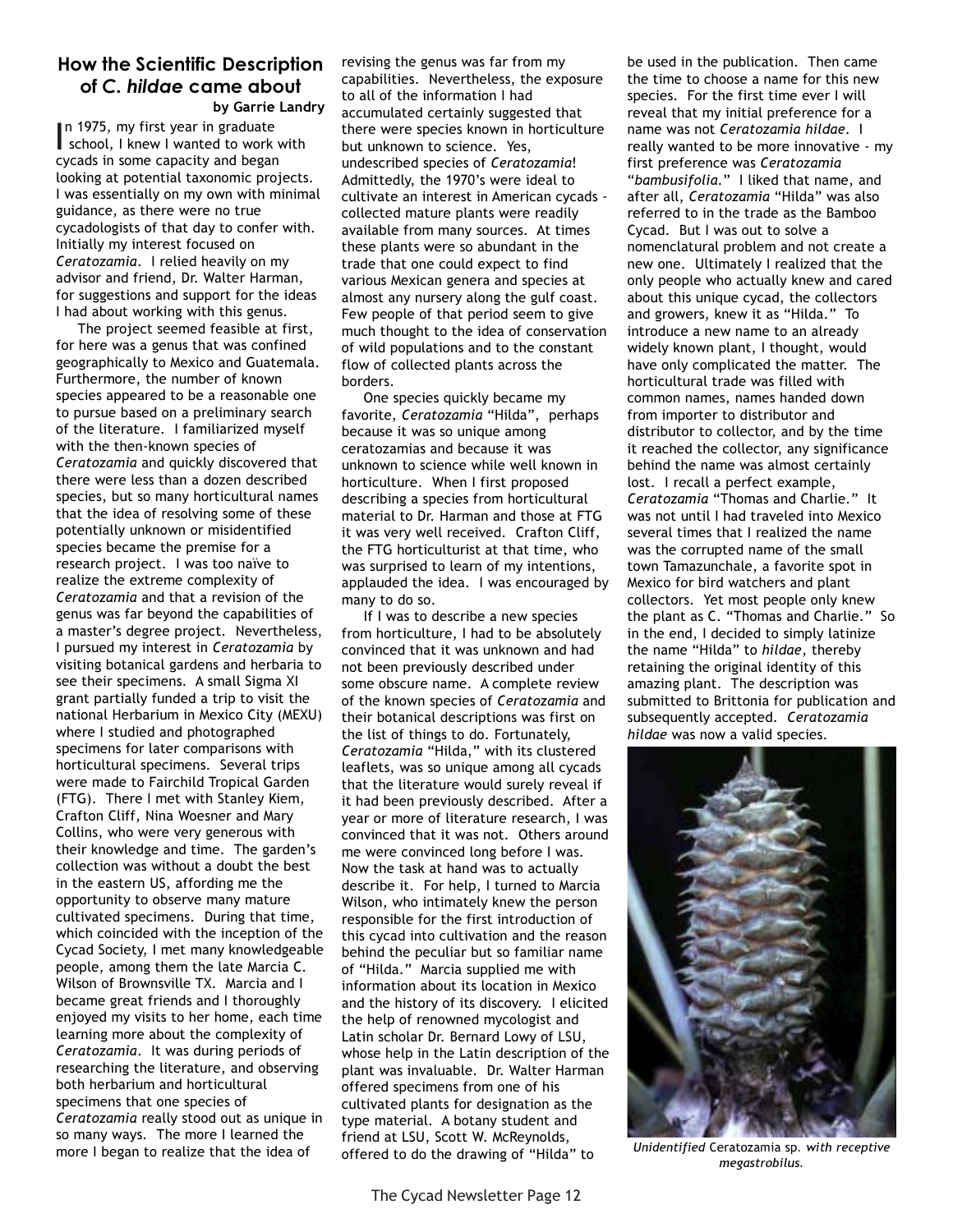## How the Scientific Description of *C. hildae* came about

**by Garrie Landry**

In 1975, my first year in graduate school, I knew I wanted to work with cycads in some capacity and began looking at potential taxonomic projects. I was essentially on my own with minimal guidance, as there were no true cycadologists of that day to confer with. Initially my interest focused on *Ceratozamia*. I relied heavily on my advisor and friend, Dr. Walter Harman, for suggestions and support for the ideas I had about working with this genus.

The project seemed feasible at first, for here was a genus that was confined geographically to Mexico and Guatemala. Furthermore, the number of known species appeared to be a reasonable one to pursue based on a preliminary search of the literature. I familiarized myself with the then-known species of *Ceratozamia* and quickly discovered that there were less than a dozen described species, but so many horticultural names that the idea of resolving some of these potentially unknown or misidentified species became the premise for a research project. I was too naïve to realize the extreme complexity of *Ceratozamia* and that a revision of the genus was far beyond the capabilities of a master's degree project. Nevertheless, I pursued my interest in *Ceratozamia* by visiting botanical gardens and herbaria to see their specimens. A small Sigma XI grant partially funded a trip to visit the national Herbarium in Mexico City (MEXU) where I studied and photographed specimens for later comparisons with horticultural specimens. Several trips were made to Fairchild Tropical Garden (FTG). There I met with Stanley Kiem, Crafton Cliff, Nina Woesner and Mary Collins, who were very generous with their knowledge and time. The garden's collection was without a doubt the best in the eastern US, affording me the opportunity to observe many mature cultivated specimens. During that time, which coincided with the inception of the Cycad Society, I met many knowledgeable people, among them the late Marcia C. Wilson of Brownsville TX. Marcia and I became great friends and I thoroughly enjoyed my visits to her home, each time learning more about the complexity of *Ceratozamia*. It was during periods of researching the literature, and observing both herbarium and horticultural specimens that one species of *Ceratozamia* really stood out as unique in so many ways. The more I learned the more I began to realize that the idea of revising the genus was far from my capabilities. Nevertheless, the exposure to all of the information I had accumulated certainly suggested that there were species known in horticulture but unknown to science. Yes, undescribed species of *Ceratozamia*! Admittedly, the 1970's were ideal to cultivate an interest in American cycads - collected mature plants were readily available from many sources. At times these plants were so abundant in the trade that one could expect to find various Mexican genera and species at almost any nursery along the gulf coast. Few people of that period seem to give much thought to the idea of conservation of wild populations and to the constant flow of collected plants across the borders.

One species quickly became my favorite, *Ceratozamia* "Hilda", perhaps because it was so unique among ceratozamias and because it was unknown to science while well known in horticulture. When I first proposed describing a species from horticultural material to Dr. Harman and those at FTG it was very well received. Crafton Cliff, the FTG horticulturist at that time, who was surprised to learn of my intentions, applauded the idea. I was encouraged by many to do so.

If I was to describe a new species from horticulture, I had to be absolutely convinced that it was unknown and had not been previously described under some obscure name. A complete review of the known species of *Ceratozamia* and their botanical descriptions was first on the list of things to do. Fortunately, *Ceratozamia* "Hilda," with its clustered leaflets, was so unique among all cycads that the literature would surely reveal if it had been previously described. After a year or more of literature research, I was convinced that it was not. Others around me were convinced long before I was. Now the task at hand was to actually describe it. For help, I turned to Marcia Wilson, who intimately knew the person responsible for the first introduction of this cycad into cultivation and the reason behind the peculiar but so familiar name of "Hilda." Marcia supplied me with information about its location in Mexico and the history of its discovery. I elicited the help of renowned mycologist and Latin scholar Dr. Bernard Lowy of LSU, whose help in the Latin description of the plant was invaluable. Dr. Walter Harman offered specimens from one of his cultivated plants for designation as the type material. A botany student and friend at LSU, Scott W. McReynolds, offered to do the drawing of "Hilda" to be used in the publication. Then came the time to choose a name for this new species. For the first time ever I will reveal that my initial preference for a name was not *Ceratozamia hildae*. I really wanted to be more innovative - my first preference was *Ceratozamia* "*bambusifolia*." I liked that name, and after all, *Ceratozamia* "Hilda" was also referred to in the trade as the Bamboo Cycad. But I was out to solve a nomenclatural problem and not create a new one. Ultimately I realized that the only people who actually knew and cared about this unique cycad, the collectors and growers, knew it as "Hilda." To introduce a new name to an already widely known plant, I thought, would have only complicated the matter. The horticultural trade was filled with common names, names handed down from importer to distributor and distributor to collector, and by the time it reached the collector, any significance behind the name was almost certainly lost. I recall a perfect example, *Ceratozamia* "Thomas and Charlie." It was not until I had traveled into Mexico several times that I realized the name was the corrupted name of the small town Tamazunchale, a favorite spot in Mexico for bird watchers and plant collectors. Yet most people only knew the plant as C. "Thomas and Charlie." So in the end, I decided to simply latinize the name "Hilda" to *hildae*, thereby retaining the original identity of this amazing plant. The description was submitted to Brittonia for publication and subsequently accepted. *Ceratozamia hildae* was now a valid species.

*Unidentified* Ceratozamia sp. *with receptive megastrobilus.*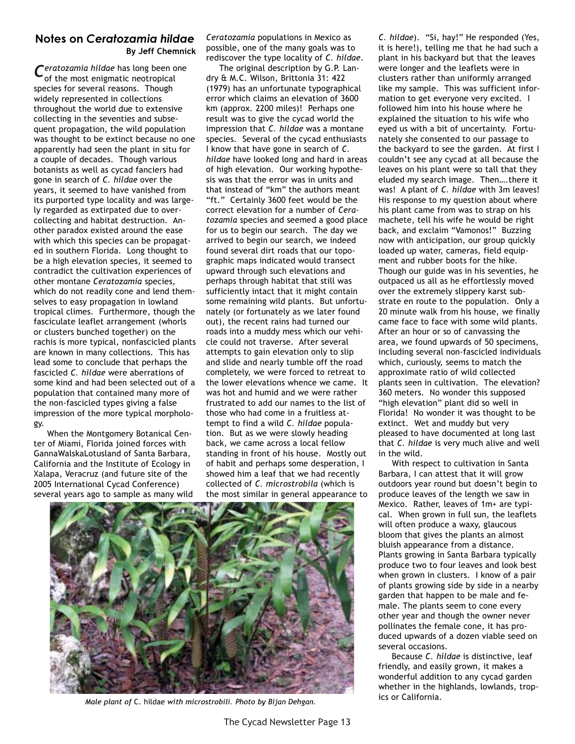## Notes on *Ceratozamia hildae*

**By Jeff Chemnick**

*Ceratozamia hildae* has long been one of the most enigmatic neotropical species for several reasons. Though widely represented in collections throughout the world due to extensive collecting in the seventies and subsequent propagation, the wild population was thought to be extinct because no one apparently had seen the plant in situ for a couple of decades. Though various botanists as well as cycad fanciers had gone in search of *C. hildae* over the years, it seemed to have vanished from its purported type locality and was largely regarded as extirpated due to over-collecting and habitat destruction. Another paradox existed around the ease with which this species can be propagated in southern Florida. Long thought to be a high elevation species, it seemed to contradict the cultivation experiences of other montane *Ceratozamia* species, which do not readily cone and lend themselves to easy propagation in lowland tropical climes. Furthermore, though the fasciculate leaflet arrangement (whorls or clusters bunched together) on the rachis is more typical, nonfascicled plants are known in many collections. This has lead some to conclude that perhaps the fascicled *C. hildae* were aberrations of some kind and had been selected out of a population that contained many more of the non-fascicled types giving a false impression of the more typical morphology.

When the Montgomery Botanical Center of Miami, Florida joined forces with GannaWalskaLotusland of Santa Barbara, California and the Institute of Ecology in Xalapa, Veracruz (and future site of the 2005 International Cycad Conference) several years ago to sample as many wild *Ceratozamia* populations in Mexico as possible, one of the many goals was to rediscover the type locality of *C. hildae*.

The original description by G.P. Landry & M.C. Wilson, Brittonia 31: 422 (1979) has an unfortunate typographical error which claims an elevation of 3600 km (approx. 2200 miles)! Perhaps one result was to give the cycad world the impression that *C. hildae* was a montane species. Several of the cycad enthusiasts I know that have gone in search of *C. hildae* have looked long and hard in areas of high elevation. Our working hypothesis was that the error was in units and that instead of "km" the authors meant "ft." Certainly 3600 feet would be the correct elevation for a number of *Ceratozamia* species and seemed a good place for us to begin our search. The day we arrived to begin our search, we indeed found several dirt roads that our topographic maps indicated would transect upward through such elevations and perhaps through habitat that still was sufficiently intact that it might contain some remaining wild plants. But unfortunately (or fortunately as we later found out), the recent rains had turned our roads into a muddy mess which our vehicle could not traverse. After several attempts to gain elevation only to slip and slide and nearly tumble off the road completely, we were forced to retreat to the lower elevations whence we came. It was hot and humid and we were rather frustrated to add our names to the list of those who had come in a fruitless attempt to find a wild *C. hildae* population. But as we were slowly heading back, we came across a local fellow standing in front of his house. Mostly out of habit and perhaps some desperation, I showed him a leaf that we had recently collected of *C. microstrobila* (which is the most similar in general appearance to *C. hildae*). "Si, hay!" He responded (Yes, it is here!), telling me that he had such a plant in his backyard but that the leaves were longer and the leaflets were in clusters rather than uniformly arranged like my sample. This was sufficient information to get everyone very excited. I followed him into his house where he explained the situation to his wife who eyed us with a bit of uncertainty. Fortunately she consented to our passage to the backyard to see the garden. At first I couldn't see any cycad at all because the leaves on his plant were so tall that they eluded my search image. Then….there it was! A plant of *C. hildae* with 3m leaves! His response to my question about where his plant came from was to strap on his machete, tell his wife he would be right back, and exclaim "Vamonos!" Buzzing now with anticipation, our group quickly loaded up water, cameras, field equipment and rubber boots for the hike. Though our guide was in his seventies, he outpaced us all as he effortlessly moved over the extremely slippery karst substrate en route to the population. Only a 20 minute walk from his house, we finally came face to face with some wild plants. After an hour or so of canvassing the area, we found upwards of 50 specimens, including several non-fascicled individuals which, curiously, seems to match the approximate ratio of wild collected plants seen in cultivation. The elevation? 360 meters. No wonder this supposed "high elevation" plant did so well in Florida! No wonder it was thought to be extinct. Wet and muddy but very pleased to have documented at long last that *C. hildae* is very much alive and well in the wild.

With respect to cultivation in Santa Barbara, I can attest that it will grow outdoors year round but doesn't begin to produce leaves of the length we saw in Mexico. Rather, leaves of 1m+ are typical. When grown in full sun, the leaflets will often produce a waxy, glaucous bloom that gives the plants an almost bluish appearance from a distance. Plants growing in Santa Barbara typically produce two to four leaves and look best when grown in clusters. I know of a pair of plants growing side by side in a nearby garden that happen to be male and female. The plants seem to cone every other year and though the owner never pollinates the female cone, it has produced upwards of a dozen viable seed on several occasions.

Because *C. hildae* is distinctive, leaf friendly, and easily grown, it makes a wonderful addition to any cycad garden whether in the highlands, lowlands, tropics or California.

*Male plant of* C. hildae *with microstrobili. Photo by Bijan Dehgan.*